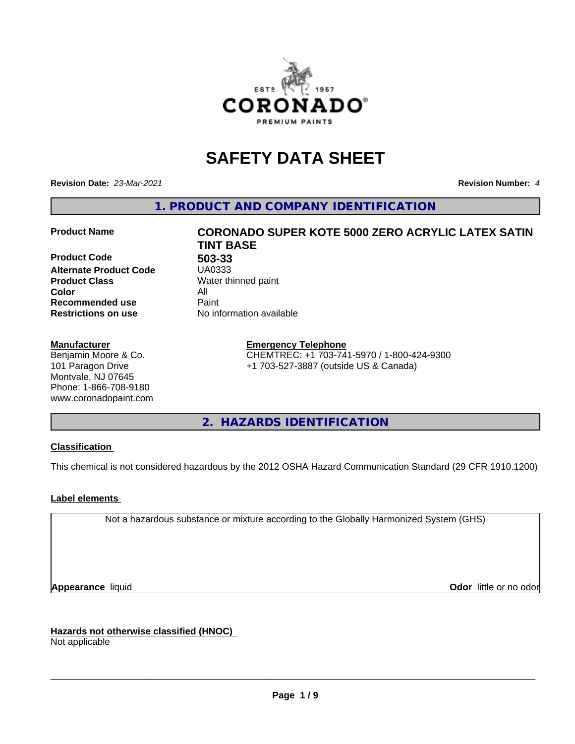# SAFETY DATA SHEET

**Revision Date:** *23-Mar-2021*

**Revision Number:** *4*

## 1. PRODUCT AND COMPANY IDENTIFICATION

| | |
|---|---|
| **Product Name** | **CORONADO SUPER KOTE 5000 ZERO ACRYLIC LATEX SATIN TINT BASE** |
| **Product Code** | **503-33** |
| **Alternate Product Code** | UA0333 |
| **Product Class** | Water thinned paint |
| **Color** | All |
| **Recommended use** | Paint |
| **Restrictions on use** | No information available |

**Manufacturer**
Benjamin Moore & Co.
101 Paragon Drive
Montvale, NJ 07645
Phone: 1-866-708-9180
www.coronadopaint.com

**Emergency Telephone**
CHEMTREC: +1 703-741-5970 / 1-800-424-9300
+1 703-527-3887 (outside US & Canada)

## 2. HAZARDS IDENTIFICATION

**Classification**

This chemical is not considered hazardous by the 2012 OSHA Hazard Communication Standard (29 CFR 1910.1200)

**Label elements**

Not a hazardous substance or mixture according to the Globally Harmonized System (GHS)

**Appearance** liquid

**Odor** little or no odor

**Hazards not otherwise classified (HNOC)**
Not applicable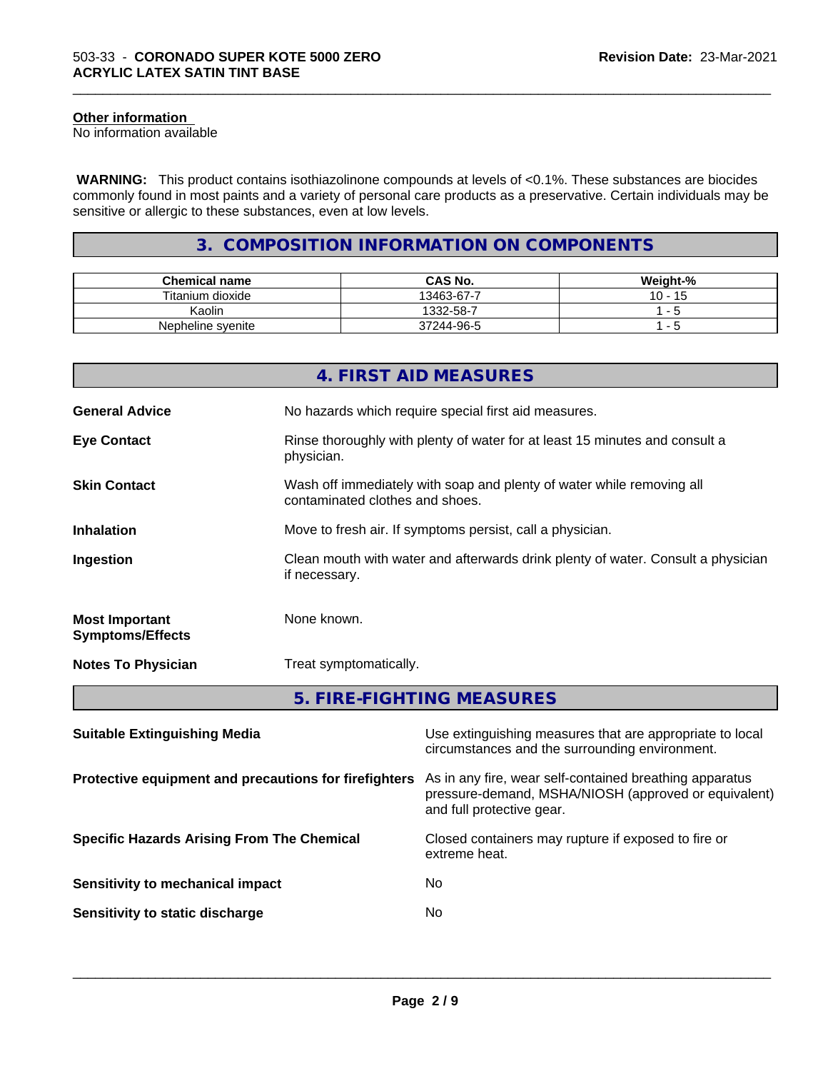**Other information**
No information available

**WARNING:** This product contains isothiazolinone compounds at levels of <0.1%. These substances are biocides commonly found in most paints and a variety of personal care products as a preservative. Certain individuals may be sensitive or allergic to these substances, even at low levels.

## 3. COMPOSITION INFORMATION ON COMPONENTS

| Chemical name | CAS No. | Weight-% |
| --- | --- | --- |
| Titanium dioxide | 13463-67-7 | 10 - 15 |
| Kaolin | 1332-58-7 | 1 - 5 |
| Nepheline syenite | 37244-96-5 | 1 - 5 |

## 4. FIRST AID MEASURES

**General Advice** No hazards which require special first aid measures.

**Eye Contact** Rinse thoroughly with plenty of water for at least 15 minutes and consult a physician.

**Skin Contact** Wash off immediately with soap and plenty of water while removing all contaminated clothes and shoes.

**Inhalation** Move to fresh air. If symptoms persist, call a physician.

**Ingestion** Clean mouth with water and afterwards drink plenty of water. Consult a physician if necessary.

**Most Important Symptoms/Effects** None known.

**Notes To Physician** Treat symptomatically.

## 5. FIRE-FIGHTING MEASURES

**Suitable Extinguishing Media** Use extinguishing measures that are appropriate to local circumstances and the surrounding environment.

**Protective equipment and precautions for firefighters** As in any fire, wear self-contained breathing apparatus pressure-demand, MSHA/NIOSH (approved or equivalent) and full protective gear.

**Specific Hazards Arising From The Chemical** Closed containers may rupture if exposed to fire or extreme heat.

**Sensitivity to mechanical impact** No

**Sensitivity to static discharge** No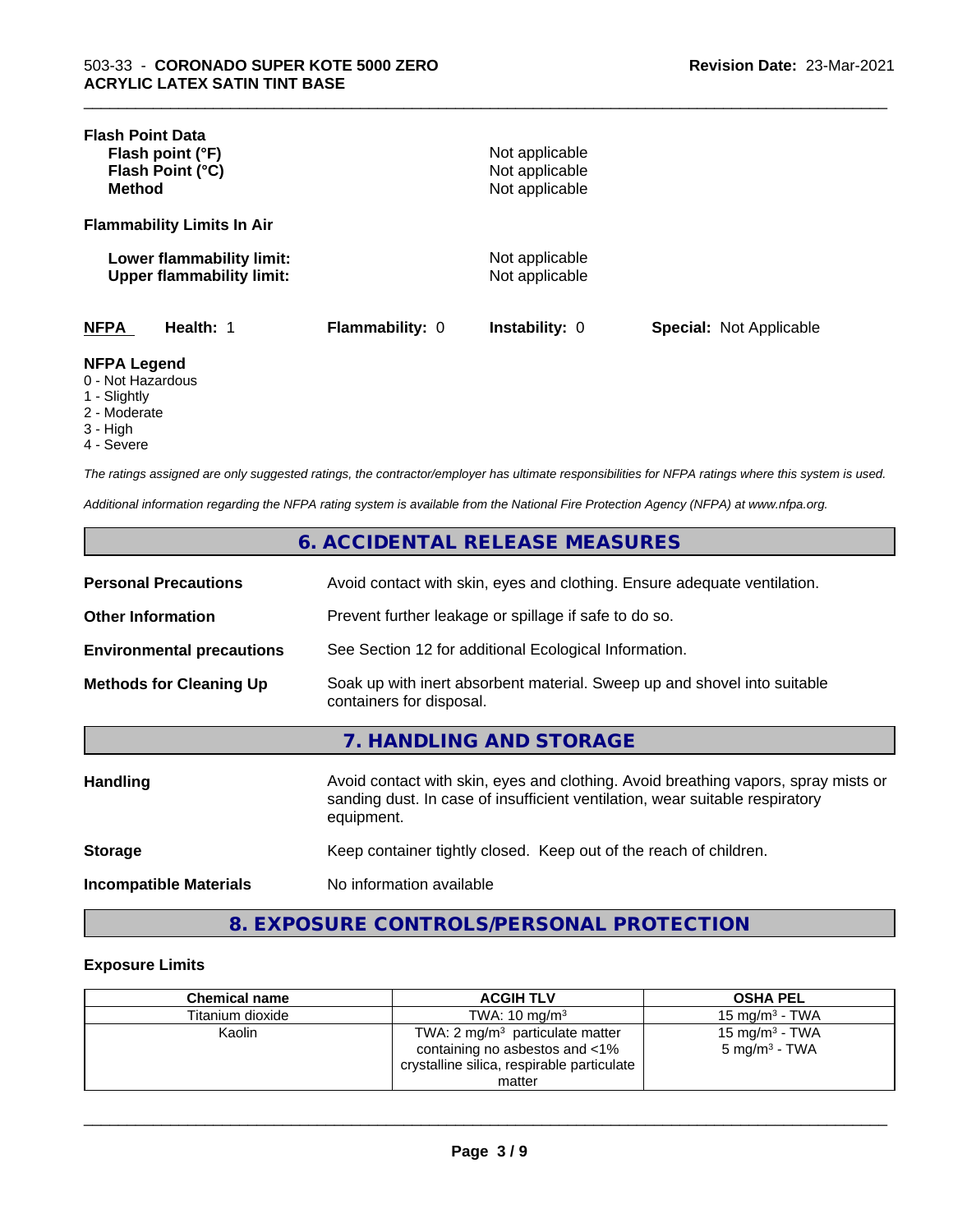**Flash Point Data**

| | |
|---|---|
| **Flash point (°F)** | Not applicable |
| **Flash Point (°C)** | Not applicable |
| **Method** | Not applicable |

**Flammability Limits In Air**

| | |
|---|---|
| **Lower flammability limit:** | Not applicable |
| **Upper flammability limit:** | Not applicable |

**NFPA** **Health:** 1 **Flammability:** 0 **Instability:** 0 **Special:** Not Applicable

**NFPA Legend**

- 0 - Not Hazardous
- 1 - Slightly
- 2 - Moderate
- 3 - High
- 4 - Severe

*The ratings assigned are only suggested ratings, the contractor/employer has ultimate responsibilities for NFPA ratings where this system is used.*

*Additional information regarding the NFPA rating system is available from the National Fire Protection Agency (NFPA) at www.nfpa.org.*

## 6. ACCIDENTAL RELEASE MEASURES

**Personal Precautions** Avoid contact with skin, eyes and clothing. Ensure adequate ventilation.

**Other Information** Prevent further leakage or spillage if safe to do so.

**Environmental precautions** See Section 12 for additional Ecological Information.

**Methods for Cleaning Up** Soak up with inert absorbent material. Sweep up and shovel into suitable containers for disposal.

## 7. HANDLING AND STORAGE

**Handling** Avoid contact with skin, eyes and clothing. Avoid breathing vapors, spray mists or sanding dust. In case of insufficient ventilation, wear suitable respiratory equipment.

**Storage** Keep container tightly closed. Keep out of the reach of children.

**Incompatible Materials** No information available

## 8. EXPOSURE CONTROLS/PERSONAL PROTECTION

### Exposure Limits

| Chemical name | ACGIH TLV | OSHA PEL |
|---|---|---|
| Titanium dioxide | TWA: 10 mg/m³ | 15 mg/m³ - TWA |
| Kaolin | TWA: 2 mg/m³ particulate matter containing no asbestos and <1% crystalline silica, respirable particulate matter | 15 mg/m³ - TWA<br>5 mg/m³ - TWA |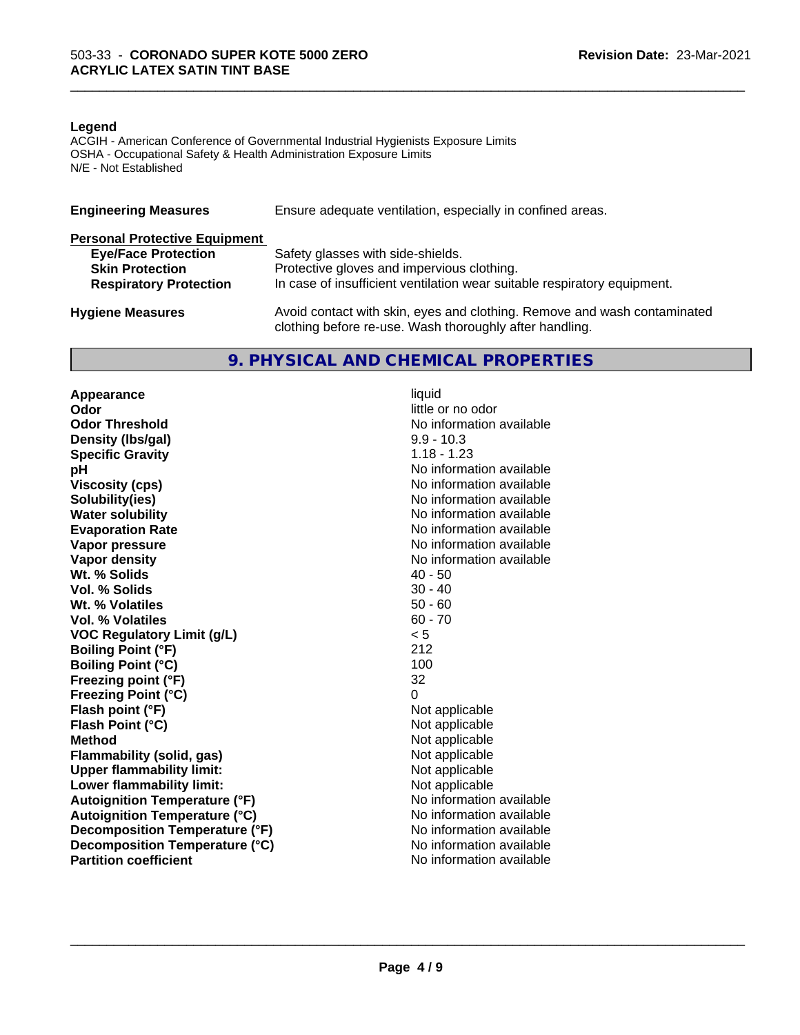**Legend**

ACGIH - American Conference of Governmental Industrial Hygienists Exposure Limits
OSHA - Occupational Safety & Health Administration Exposure Limits
N/E - Not Established

| | |
|---|---|
| **Engineering Measures** | Ensure adequate ventilation, especially in confined areas. |

**Personal Protective Equipment**

| | |
|---|---|
| **Eye/Face Protection** | Safety glasses with side-shields. |
| **Skin Protection** | Protective gloves and impervious clothing. |
| **Respiratory Protection** | In case of insufficient ventilation wear suitable respiratory equipment. |
| **Hygiene Measures** | Avoid contact with skin, eyes and clothing. Remove and wash contaminated clothing before re-use. Wash thoroughly after handling. |

## 9. PHYSICAL AND CHEMICAL PROPERTIES

| | |
|---|---|
| **Appearance** | liquid |
| **Odor** | little or no odor |
| **Odor Threshold** | No information available |
| **Density (lbs/gal)** | 9.9 - 10.3 |
| **Specific Gravity** | 1.18 - 1.23 |
| **pH** | No information available |
| **Viscosity (cps)** | No information available |
| **Solubility(ies)** | No information available |
| **Water solubility** | No information available |
| **Evaporation Rate** | No information available |
| **Vapor pressure** | No information available |
| **Vapor density** | No information available |
| **Wt. % Solids** | 40 - 50 |
| **Vol. % Solids** | 30 - 40 |
| **Wt. % Volatiles** | 50 - 60 |
| **Vol. % Volatiles** | 60 - 70 |
| **VOC Regulatory Limit (g/L)** | < 5 |
| **Boiling Point (°F)** | 212 |
| **Boiling Point (°C)** | 100 |
| **Freezing point (°F)** | 32 |
| **Freezing Point (°C)** | 0 |
| **Flash point (°F)** | Not applicable |
| **Flash Point (°C)** | Not applicable |
| **Method** | Not applicable |
| **Flammability (solid, gas)** | Not applicable |
| **Upper flammability limit:** | Not applicable |
| **Lower flammability limit:** | Not applicable |
| **Autoignition Temperature (°F)** | No information available |
| **Autoignition Temperature (°C)** | No information available |
| **Decomposition Temperature (°F)** | No information available |
| **Decomposition Temperature (°C)** | No information available |
| **Partition coefficient** | No information available |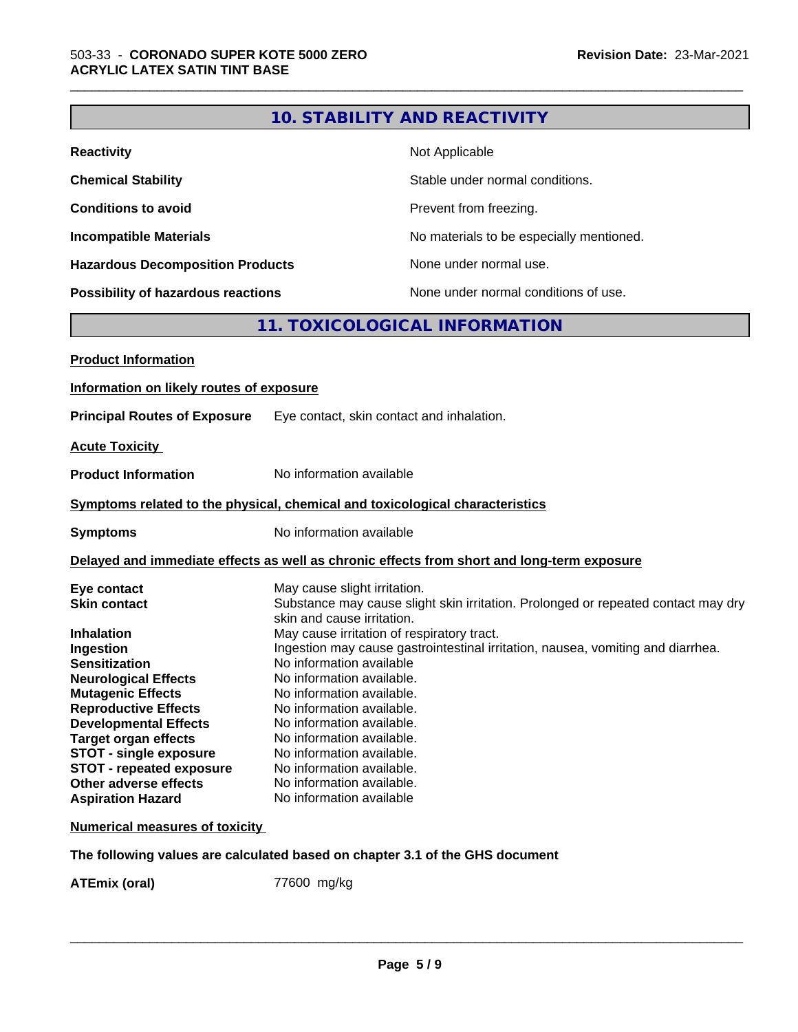## 10. STABILITY AND REACTIVITY

| | |
|---|---|
| **Reactivity** | Not Applicable |
| **Chemical Stability** | Stable under normal conditions. |
| **Conditions to avoid** | Prevent from freezing. |
| **Incompatible Materials** | No materials to be especially mentioned. |
| **Hazardous Decomposition Products** | None under normal use. |
| **Possibility of hazardous reactions** | None under normal conditions of use. |

## 11. TOXICOLOGICAL INFORMATION

**Product Information**

**Information on likely routes of exposure**

**Principal Routes of Exposure** Eye contact, skin contact and inhalation.

**Acute Toxicity**

**Product Information** No information available

**Symptoms related to the physical, chemical and toxicological characteristics**

**Symptoms** No information available

**Delayed and immediate effects as well as chronic effects from short and long-term exposure**

| | |
|---|---|
| **Eye contact** | May cause slight irritation. |
| **Skin contact** | Substance may cause slight skin irritation. Prolonged or repeated contact may dry skin and cause irritation. |
| **Inhalation** | May cause irritation of respiratory tract. |
| **Ingestion** | Ingestion may cause gastrointestinal irritation, nausea, vomiting and diarrhea. |
| **Sensitization** | No information available |
| **Neurological Effects** | No information available. |
| **Mutagenic Effects** | No information available. |
| **Reproductive Effects** | No information available. |
| **Developmental Effects** | No information available. |
| **Target organ effects** | No information available. |
| **STOT - single exposure** | No information available. |
| **STOT - repeated exposure** | No information available. |
| **Other adverse effects** | No information available. |
| **Aspiration Hazard** | No information available |

**Numerical measures of toxicity**

**The following values are calculated based on chapter 3.1 of the GHS document**

**ATEmix (oral)** 77600 mg/kg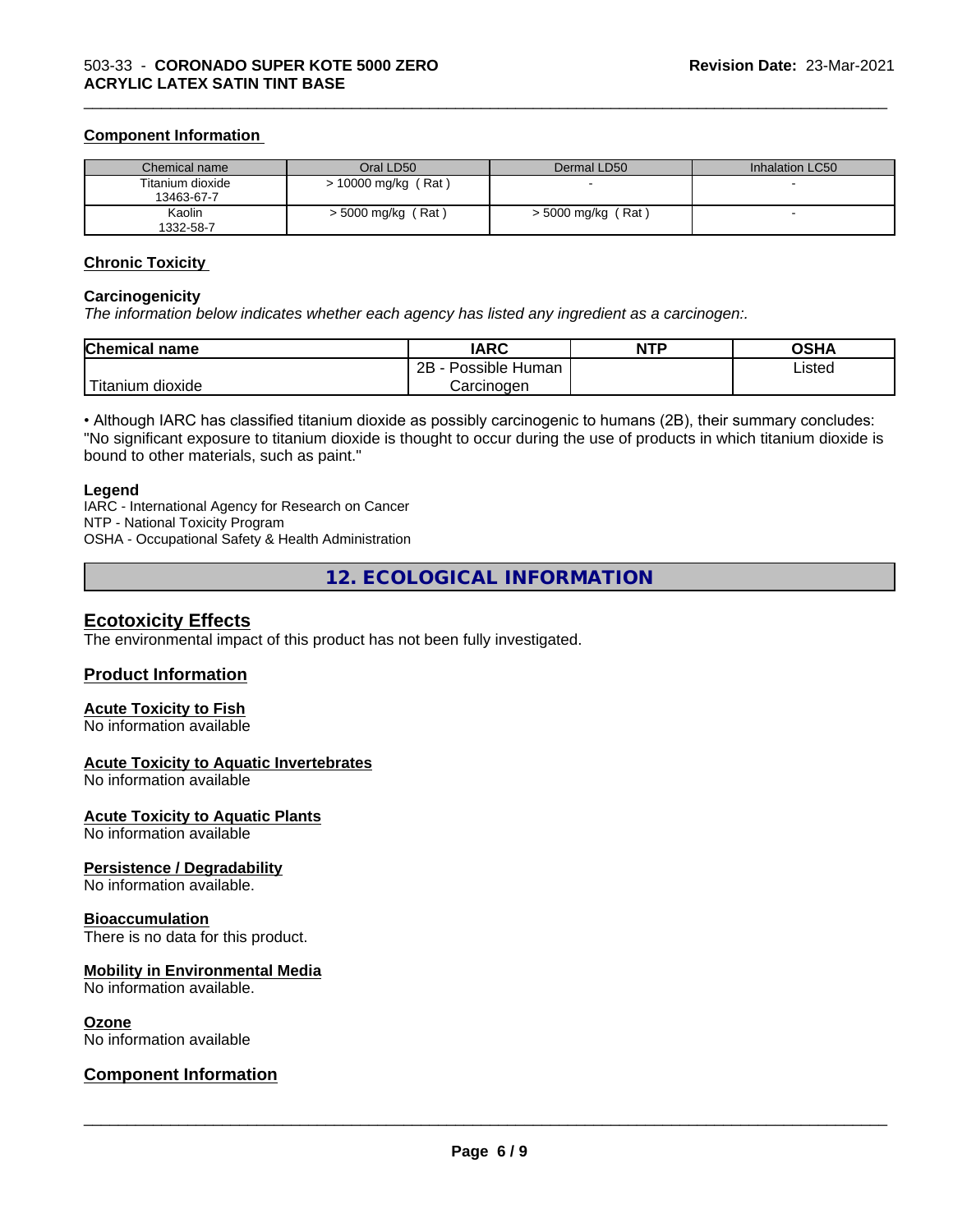#### Component Information

| Chemical name | Oral LD50 | Dermal LD50 | Inhalation LC50 |
|---|---|---|---|
| Titanium dioxide<br>13463-67-7 | > 10000 mg/kg ( Rat ) | - | - |
| Kaolin<br>1332-58-7 | > 5000 mg/kg ( Rat ) | > 5000 mg/kg ( Rat ) | - |

#### Chronic Toxicity

**Carcinogenicity**

*The information below indicates whether each agency has listed any ingredient as a carcinogen:.*

| Chemical name | IARC | NTP | OSHA |
|---|---|---|---|
| Titanium dioxide | 2B - Possible Human Carcinogen | | Listed |

• Although IARC has classified titanium dioxide as possibly carcinogenic to humans (2B), their summary concludes: "No significant exposure to titanium dioxide is thought to occur during the use of products in which titanium dioxide is bound to other materials, such as paint."

**Legend**

IARC - International Agency for Research on Cancer
NTP - National Toxicity Program
OSHA - Occupational Safety & Health Administration

## 12. ECOLOGICAL INFORMATION

### Ecotoxicity Effects

The environmental impact of this product has not been fully investigated.

### Product Information

#### Acute Toxicity to Fish

No information available

#### Acute Toxicity to Aquatic Invertebrates

No information available

#### Acute Toxicity to Aquatic Plants

No information available

#### Persistence / Degradability

No information available.

#### Bioaccumulation

There is no data for this product.

#### Mobility in Environmental Media

No information available.

#### Ozone

No information available

### Component Information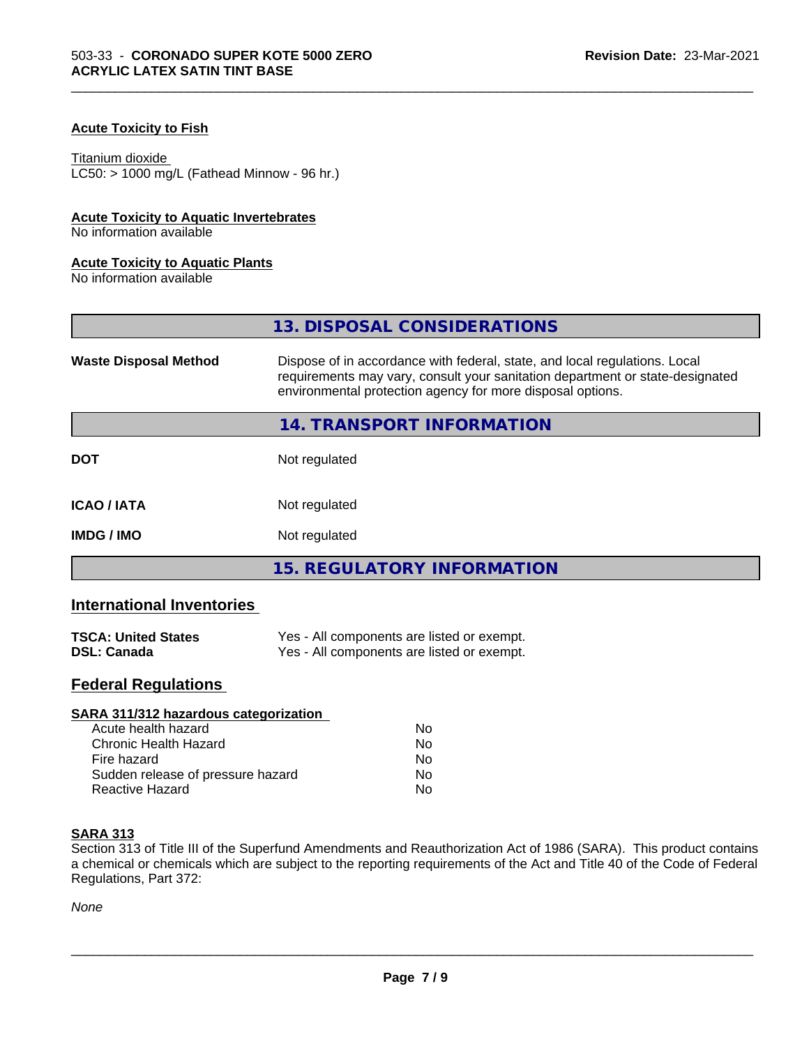**Acute Toxicity to Fish**

Titanium dioxide
LC50: > 1000 mg/L (Fathead Minnow - 96 hr.)

**Acute Toxicity to Aquatic Invertebrates**
No information available

**Acute Toxicity to Aquatic Plants**
No information available

## 13. DISPOSAL CONSIDERATIONS

| | |
|---|---|
| **Waste Disposal Method** | Dispose of in accordance with federal, state, and local regulations. Local requirements may vary, consult your sanitation department or state-designated environmental protection agency for more disposal options. |

## 14. TRANSPORT INFORMATION

| | |
|---|---|
| **DOT** | Not regulated |
| **ICAO / IATA** | Not regulated |
| **IMDG / IMO** | Not regulated |

## 15. REGULATORY INFORMATION

### International Inventories

| | |
|---|---|
| **TSCA: United States** | Yes - All components are listed or exempt. |
| **DSL: Canada** | Yes - All components are listed or exempt. |

### Federal Regulations

**SARA 311/312 hazardous categorization**

| | |
|---|---|
| Acute health hazard | No |
| Chronic Health Hazard | No |
| Fire hazard | No |
| Sudden release of pressure hazard | No |
| Reactive Hazard | No |

**SARA 313**
Section 313 of Title III of the Superfund Amendments and Reauthorization Act of 1986 (SARA). This product contains a chemical or chemicals which are subject to the reporting requirements of the Act and Title 40 of the Code of Federal Regulations, Part 372:

*None*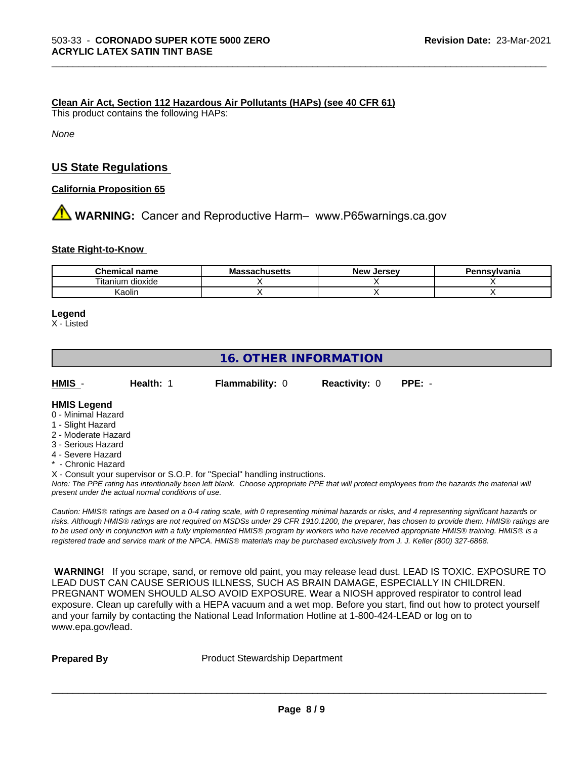#### Clean Air Act, Section 112 Hazardous Air Pollutants (HAPs) (see 40 CFR 61)

This product contains the following HAPs:

*None*

## US State Regulations

#### California Proposition 65

⚠ **WARNING:** Cancer and Reproductive Harm– www.P65warnings.ca.gov

#### State Right-to-Know

| Chemical name | Massachusetts | New Jersey | Pennsylvania |
| --- | --- | --- | --- |
| Titanium dioxide | X | X | X |
| Kaolin | X | X | X |

**Legend**

X - Listed

## 16. OTHER INFORMATION

| HMIS - | Health: 1 | Flammability: 0 | Reactivity: 0 | PPE: - |
| --- | --- | --- | --- | --- |

**HMIS Legend**

0 - Minimal Hazard
1 - Slight Hazard
2 - Moderate Hazard
3 - Serious Hazard
4 - Severe Hazard
* - Chronic Hazard
X - Consult your supervisor or S.O.P. for "Special" handling instructions.

*Note: The PPE rating has intentionally been left blank. Choose appropriate PPE that will protect employees from the hazards the material will present under the actual normal conditions of use.*

*Caution: HMIS® ratings are based on a 0-4 rating scale, with 0 representing minimal hazards or risks, and 4 representing significant hazards or risks. Although HMIS® ratings are not required on MSDSs under 29 CFR 1910.1200, the preparer, has chosen to provide them. HMIS® ratings are to be used only in conjunction with a fully implemented HMIS® program by workers who have received appropriate HMIS® training. HMIS® is a registered trade and service mark of the NPCA. HMIS® materials may be purchased exclusively from J. J. Keller (800) 327-6868.*

**WARNING!** If you scrape, sand, or remove old paint, you may release lead dust. LEAD IS TOXIC. EXPOSURE TO LEAD DUST CAN CAUSE SERIOUS ILLNESS, SUCH AS BRAIN DAMAGE, ESPECIALLY IN CHILDREN. PREGNANT WOMEN SHOULD ALSO AVOID EXPOSURE. Wear a NIOSH approved respirator to control lead exposure. Clean up carefully with a HEPA vacuum and a wet mop. Before you start, find out how to protect yourself and your family by contacting the National Lead Information Hotline at 1-800-424-LEAD or log on to www.epa.gov/lead.

**Prepared By** Product Stewardship Department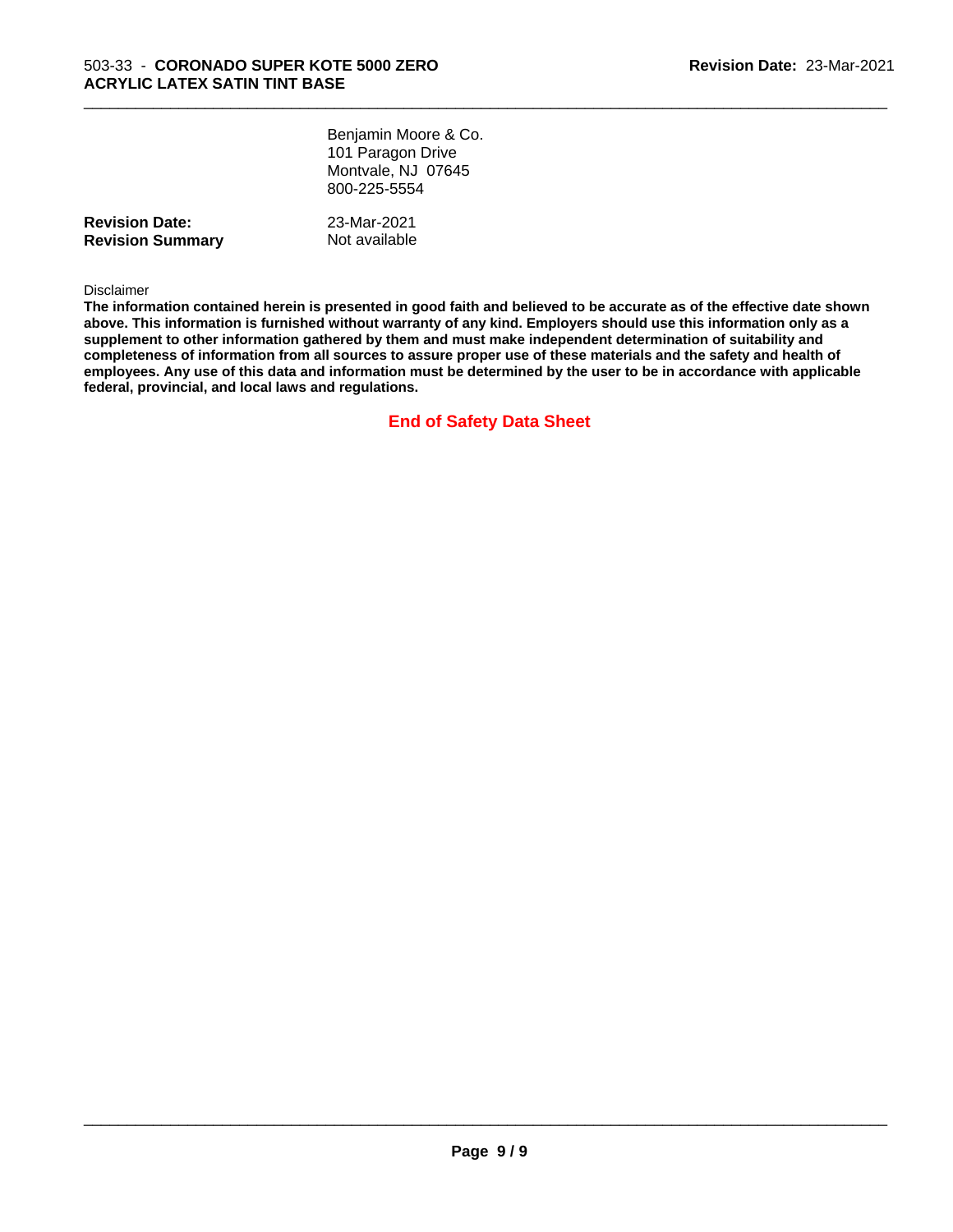Benjamin Moore & Co.
101 Paragon Drive
Montvale, NJ 07645
800-225-5554

**Revision Date:** 23-Mar-2021
**Revision Summary** Not available

Disclaimer

**The information contained herein is presented in good faith and believed to be accurate as of the effective date shown above. This information is furnished without warranty of any kind. Employers should use this information only as a supplement to other information gathered by them and must make independent determination of suitability and completeness of information from all sources to assure proper use of these materials and the safety and health of employees. Any use of this data and information must be determined by the user to be in accordance with applicable federal, provincial, and local laws and regulations.**

**End of Safety Data Sheet**